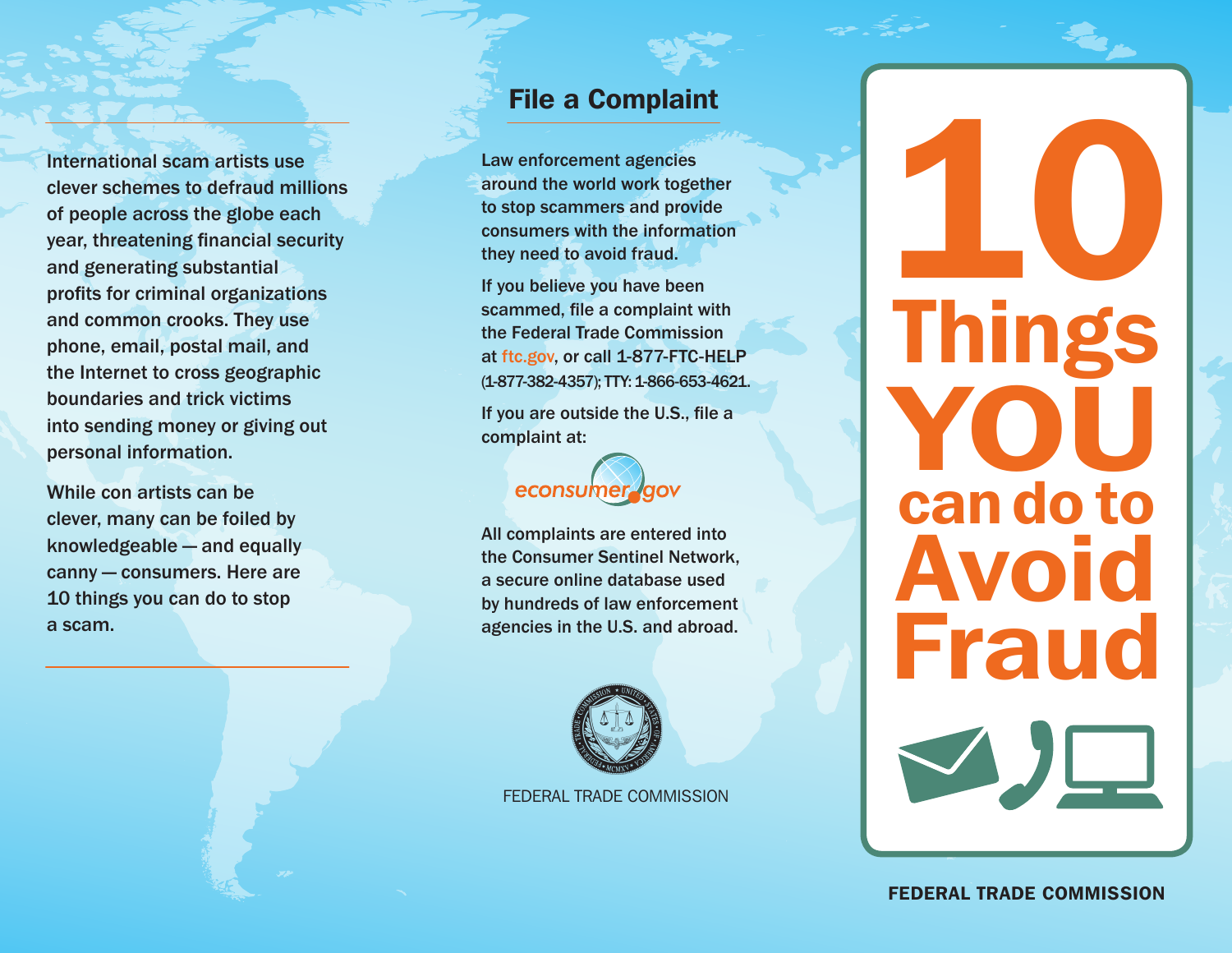International scam artists use clever schemes to defraud millions of people across the globe each year, threatening financial security and generating substantial profits for criminal organizations and common crooks. They use phone, email, postal mail, and the Internet to cross geographic boundaries and trick victims into sending money or giving out personal information.

While con artists can be clever, many can be foiled by knowledgeable — and equally canny — consumers. Here are 10 things you can do to stop a scam.

## File a Complaint

Law enforcement agencies around the world work together to stop scammers and provide consumers with the information they need to avoid fraud.

If you believe you have been scammed, file a complaint with the Federal Trade Commission at ftc.gov, or call 1-877-FTC-HELP (1-877-382-4357); TTY: 1-866-653-4621.

If you are outside the U.S., file a complaint at:

econsumer.gov

All complaints are entered into the Consumer Sentinel Network, a secure online database used by hundreds of law enforcement agencies in the U.S. and abroad.

FEDERAL TRADE COMMISSION

# 10 Things YOU can do to Avoid Fraud

**FEDERAL TRADE COMMISSION**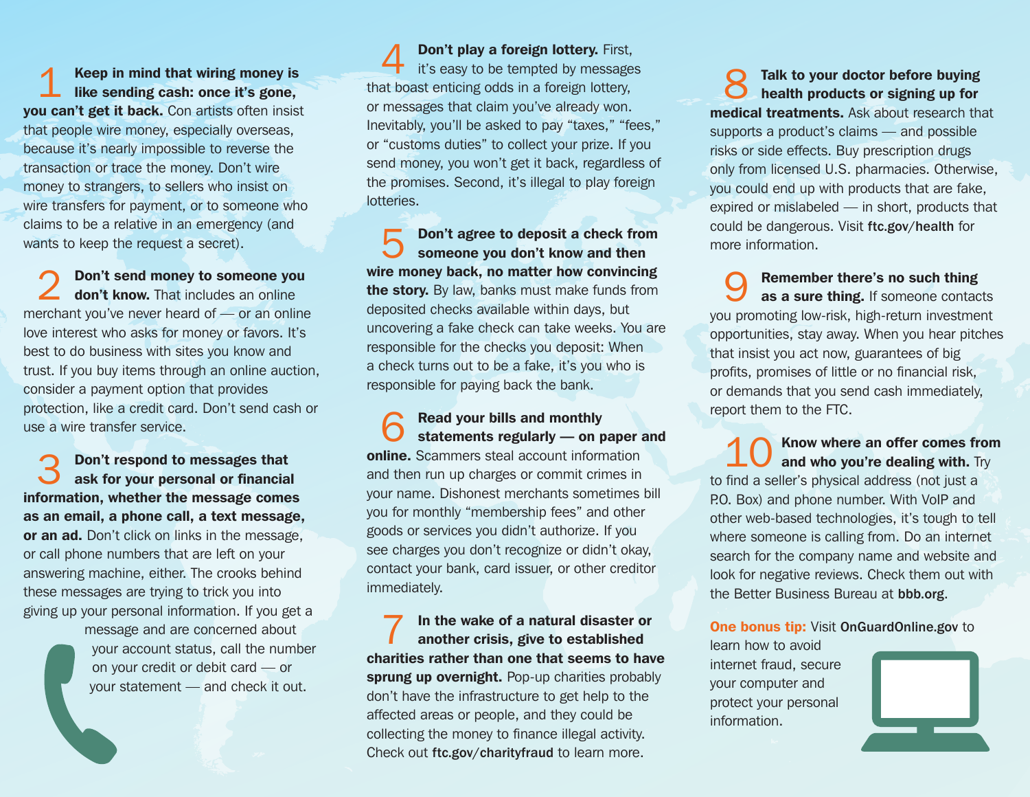**1 Keep in mind that wiring money is like sending cash: once it's gone, you can't get it back.** Con artists often insist that people wire money, especially overseas, because it's nearly impossible to reverse the transaction or trace the money. Don't wire money to strangers, to sellers who insist on wire transfers for payment, or to someone who claims to be a relative in an emergency (and wants to keep the request a secret).

**2 Don't send money to someone you don't know.** That includes an online merchant you've never heard of — or an online love interest who asks for money or favors. It's best to do business with sites you know and trust. If you buy items through an online auction, consider a payment option that provides protection, like a credit card. Don't send cash or use a wire transfer service.

**3 Don't respond to messages that ask for your personal or financial information, whether the message comes as an email, a phone call, a text message, or an ad.** Don't click on links in the message, or call phone numbers that are left on your answering machine, either. The crooks behind these messages are trying to trick you into giving up your personal information. If you get a message and are concerned about your account status, call the number on your credit or debit card — or your statement — and check it out.

**4 Don't play a foreign lottery.** First, it's easy to be tempted by messages that boast enticing odds in a foreign lottery, or messages that claim you've already won. Inevitably, you'll be asked to pay "taxes," "fees," or "customs duties" to collect your prize. If you send money, you won't get it back, regardless of the promises. Second, it's illegal to play foreign lotteries.

**5 Don't agree to deposit a check from someone you don't know and then wire money back, no matter how convincing the story.** By law, banks must make funds from deposited checks available within days, but uncovering a fake check can take weeks. You are responsible for the checks you deposit: When a check turns out to be a fake, it's you who is responsible for paying back the bank.

**6 Read your bills and monthly statements regularly — on paper and online.** Scammers steal account information and then run up charges or commit crimes in your name. Dishonest merchants sometimes bill you for monthly "membership fees" and other goods or services you didn't authorize. If you see charges you don't recognize or didn't okay, contact your bank, card issuer, or other creditor immediately.

**7 In the wake of a natural disaster or another crisis, give to established charities rather than one that seems to have sprung up overnight.** Pop-up charities probably don't have the infrastructure to get help to the affected areas or people, and they could be collecting the money to finance illegal activity. Check out **ftc.gov/charityfraud** to learn more.

**8 Talk to your doctor before buying health products or signing up for medical treatments.** Ask about research that supports a product's claims — and possible risks or side effects. Buy prescription drugs only from licensed U.S. pharmacies. Otherwise, you could end up with products that are fake, expired or mislabeled — in short, products that could be dangerous. Visit **ftc.gov/health** for more information.

**9 Remember there's no such thing as a sure thing.** If someone contacts you promoting low-risk, high-return investment opportunities, stay away. When you hear pitches that insist you act now, guarantees of big profits, promises of little or no financial risk, or demands that you send cash immediately, report them to the FTC.

**10 Know where an offer comes from and who you're dealing with.** Try to find a seller's physical address (not just a P.O. Box) and phone number. With VoIP and other web-based technologies, it's tough to tell where someone is calling from. Do an internet search for the company name and website and look for negative reviews. Check them out with the Better Business Bureau at **bbb.org**.

**One bonus tip:** Visit **OnGuardOnline.gov** to learn how to avoid internet fraud, secure your computer and protect your personal information.